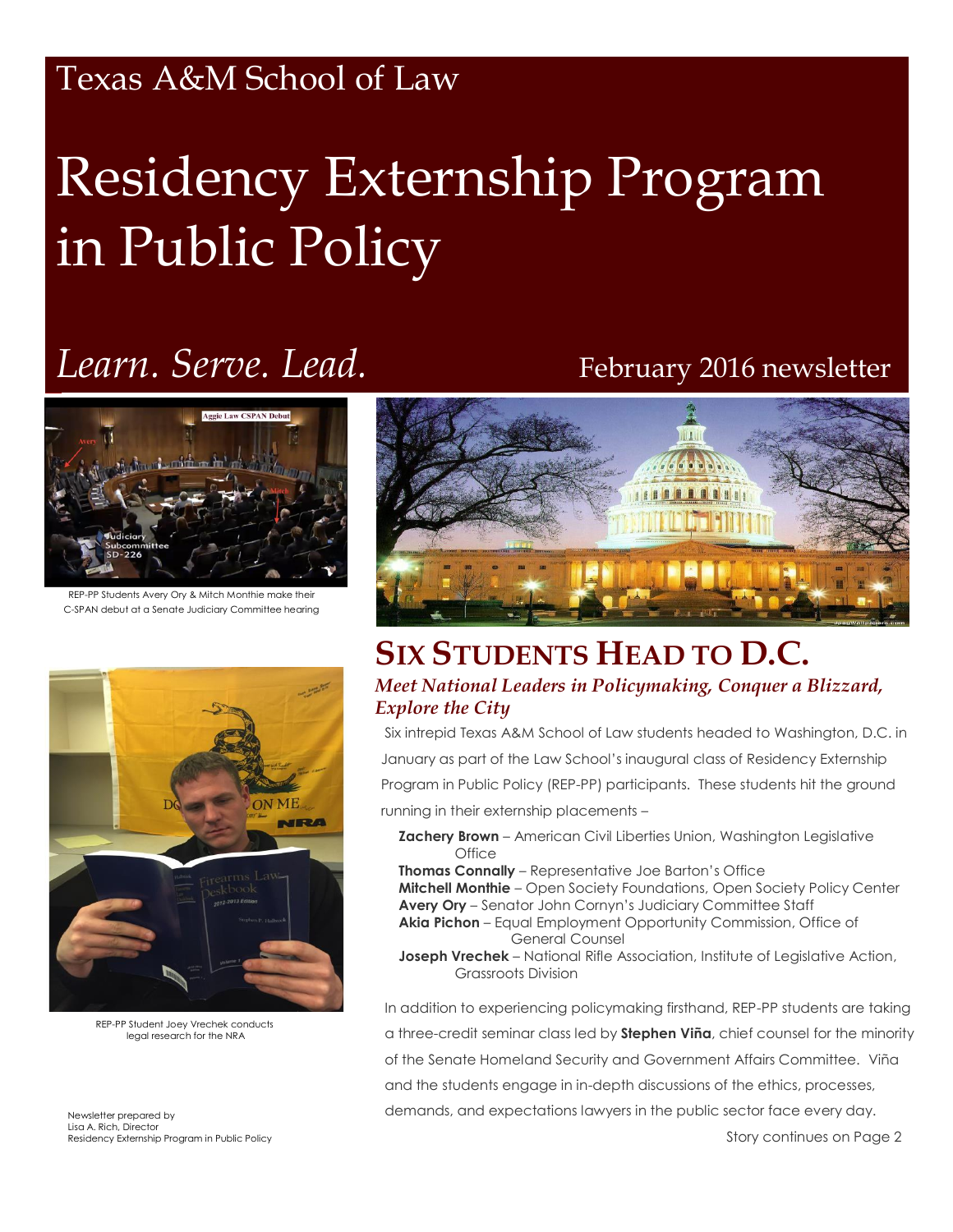Texas A&M School of Law

# Residency Externship Program in Public Policy

*Learn. Serve. Lead.*

February 2016 newsletter

REP-PP Students Avery Ory & Mitch Monthie make their C-SPAN debut at a Senate Judiciary Committee hearing

REP-PP Student Joey Vrechek conducts legal research for the NRA

## SIX STUDENTS HEAD TO D.C.

### *Meet National Leaders in Policymaking, Conquer a Blizzard, Explore the City*

Six intrepid Texas A&M School of Law students headed to Washington, D.C. in January as part of the Law School's inaugural class of Residency Externship Program in Public Policy (REP-PP) participants. These students hit the ground running in their externship placements –

- **Zachery Brown** – American Civil Liberties Union, Washington Legislative Office
- **Thomas Connally** – Representative Joe Barton's Office
- **Mitchell Monthie** – Open Society Foundations, Open Society Policy Center
- **Avery Ory** – Senator John Cornyn's Judiciary Committee Staff
- **Akia Pichon** – Equal Employment Opportunity Commission, Office of General Counsel
- **Joseph Vrechek** – National Rifle Association, Institute of Legislative Action, Grassroots Division

In addition to experiencing policymaking firsthand, REP-PP students are taking a three-credit seminar class led by **Stephen Viña**, chief counsel for the minority of the Senate Homeland Security and Government Affairs Committee. Viña and the students engage in in-depth discussions of the ethics, processes, demands, and expectations lawyers in the public sector face every day.

Story continues on Page 2

Newsletter prepared by
Lisa A. Rich, Director
Residency Externship Program in Public Policy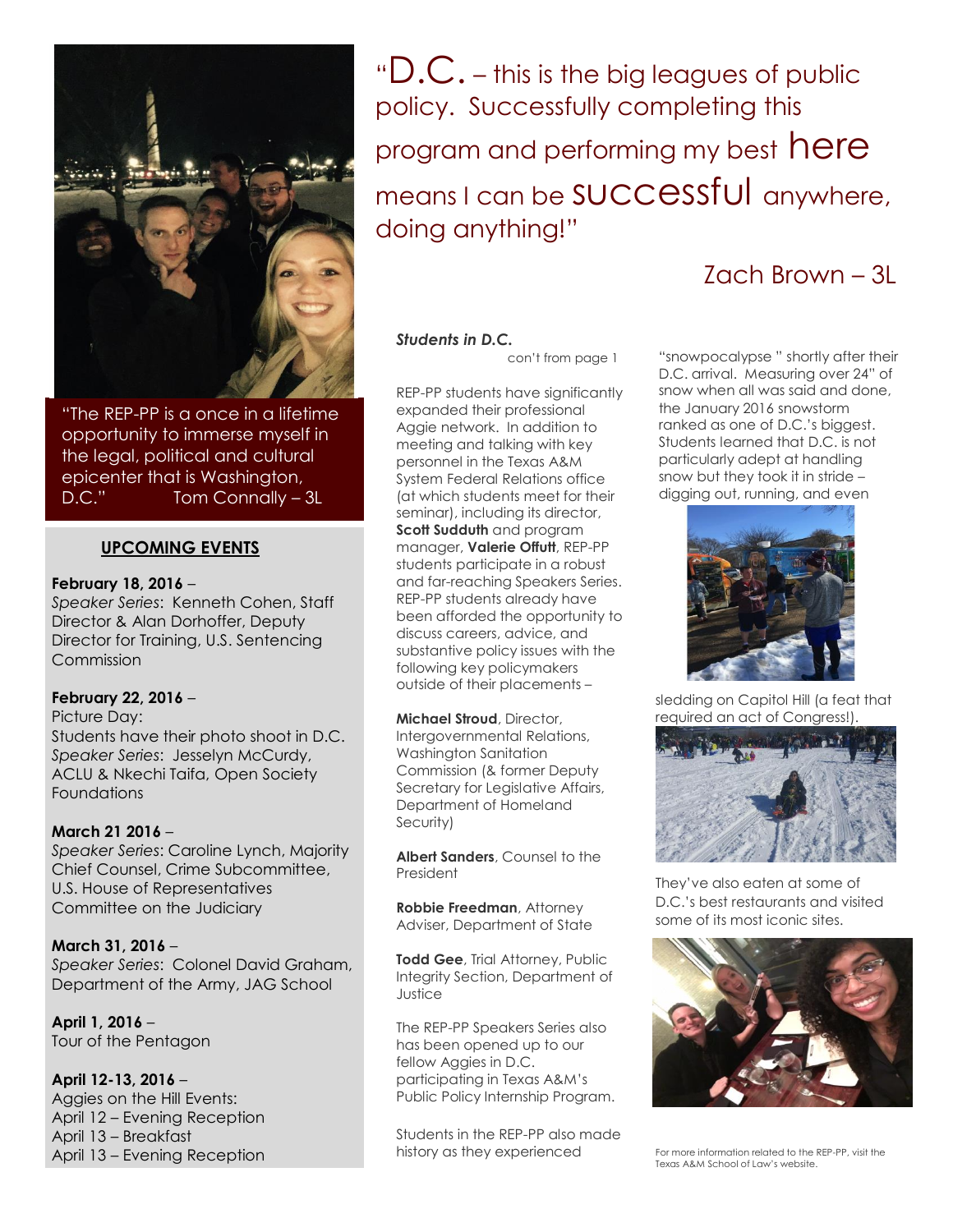"D.C. – this is the big leagues of public policy. Successfully completing this program and performing my best here means I can be successful anywhere, doing anything!"

Zach Brown – 3L

"The REP-PP is a once in a lifetime opportunity to immerse myself in the legal, political and cultural epicenter that is Washington, D.C." Tom Connally – 3L

## UPCOMING EVENTS

**February 18, 2016** –
*Speaker Series*: Kenneth Cohen, Staff Director & Alan Dorhoffer, Deputy Director for Training, U.S. Sentencing Commission

**February 22, 2016** –
Picture Day:
Students have their photo shoot in D.C.
*Speaker Series*: Jesselyn McCurdy, ACLU & Nkechi Taifa, Open Society Foundations

**March 21 2016** –
*Speaker Series*: Caroline Lynch, Majority Chief Counsel, Crime Subcommittee, U.S. House of Representatives Committee on the Judiciary

**March 31, 2016** –
*Speaker Series*: Colonel David Graham, Department of the Army, JAG School

**April 1, 2016** –
Tour of the Pentagon

**April 12-13, 2016** –
Aggies on the Hill Events:
April 12 – Evening Reception
April 13 – Breakfast
April 13 – Evening Reception

### *Students in D.C.*

con't from page 1

REP-PP students have significantly expanded their professional Aggie network. In addition to meeting and talking with key personnel in the Texas A&M System Federal Relations office (at which students meet for their seminar), including its director, **Scott Sudduth** and program manager, **Valerie Offutt**, REP-PP students participate in a robust and far-reaching Speakers Series. REP-PP students already have been afforded the opportunity to discuss careers, advice, and substantive policy issues with the following key policymakers outside of their placements –

**Michael Stroud**, Director, Intergovernmental Relations, Washington Sanitation Commission (& former Deputy Secretary for Legislative Affairs, Department of Homeland Security)

**Albert Sanders**, Counsel to the President

**Robbie Freedman**, Attorney Adviser, Department of State

**Todd Gee**, Trial Attorney, Public Integrity Section, Department of Justice

The REP-PP Speakers Series also has been opened up to our fellow Aggies in D.C. participating in Texas A&M's Public Policy Internship Program.

Students in the REP-PP also made history as they experienced "snowpocalypse " shortly after their D.C. arrival. Measuring over 24" of snow when all was said and done, the January 2016 snowstorm ranked as one of D.C.'s biggest. Students learned that D.C. is not particularly adept at handling snow but they took it in stride – digging out, running, and even sledding on Capitol Hill (a feat that required an act of Congress!).

They've also eaten at some of D.C.'s best restaurants and visited some of its most iconic sites.

For more information related to the REP-PP, visit the Texas A&M School of Law's website.